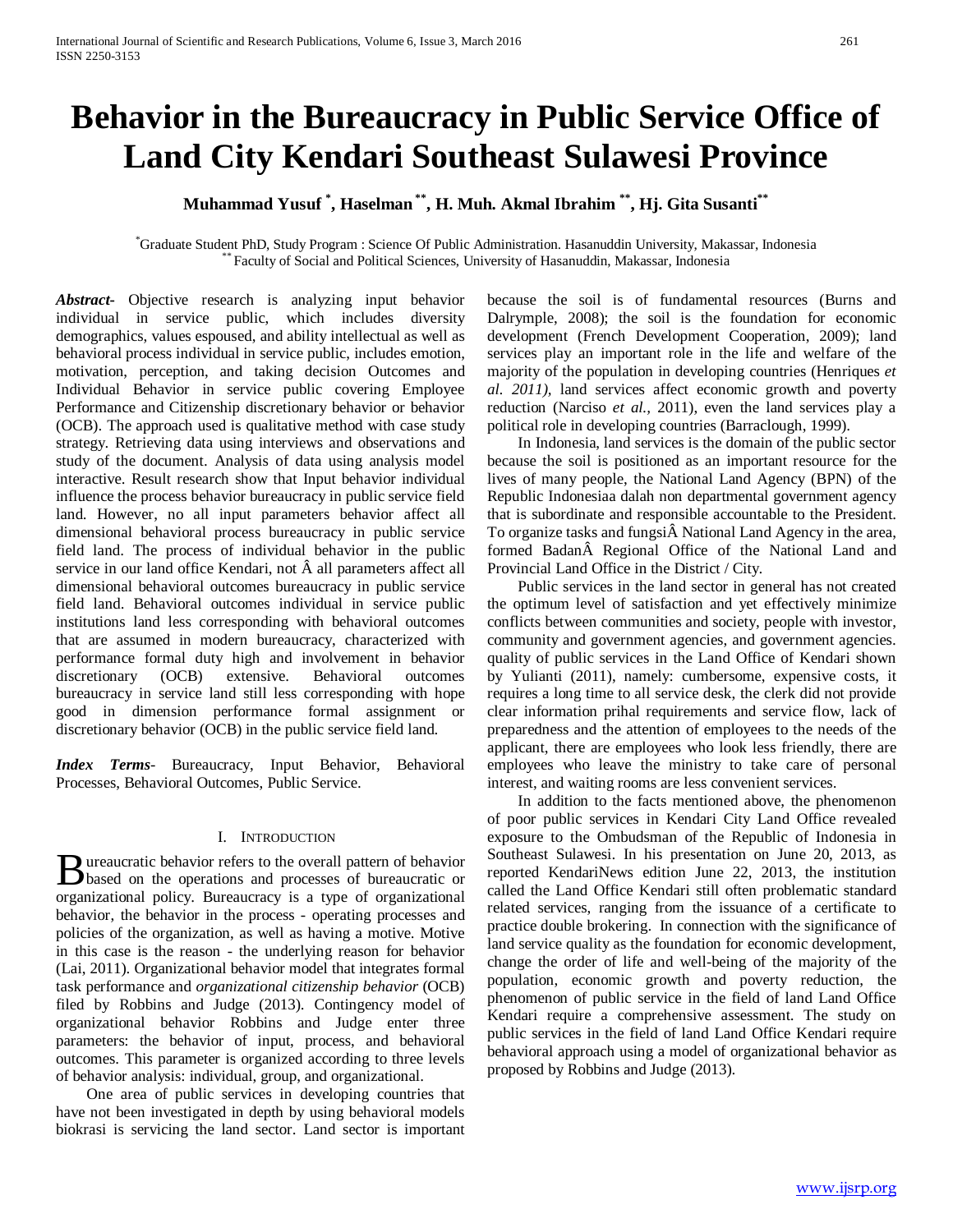# Behavior in the Bureaucracy in Public Service Office of Land City Kendari Southeast Sulawesi Province

**Muhammad Yusuf [*], Haselman [**], H. Muh. Akmal Ibrahim [**], Hj. Gita Susanti[**]**

[*]Graduate Student PhD, Study Program : Science Of Public Administration. Hasanuddin University, Makassar, Indonesia
[**] Faculty of Social and Political Sciences, University of Hasanuddin, Makassar, Indonesia

***Abstract***- Objective research is analyzing input behavior individual in service public, which includes diversity demographics, values espoused, and ability intellectual as well as behavioral process individual in service public, includes emotion, motivation, perception, and taking decision Outcomes and Individual Behavior in service public covering Employee Performance and Citizenship discretionary behavior or behavior (OCB). The approach used is qualitative method with case study strategy. Retrieving data using interviews and observations and study of the document. Analysis of data using analysis model interactive. Result research show that Input behavior individual influence the process behavior bureaucracy in public service field land. However, no all input parameters behavior affect all dimensional behavioral process bureaucracy in public service field land. The process of individual behavior in the public service in our land office Kendari, not Â all parameters affect all dimensional behavioral outcomes bureaucracy in public service field land. Behavioral outcomes individual in service public institutions land less corresponding with behavioral outcomes that are assumed in modern bureaucracy, characterized with performance formal duty high and involvement in behavior discretionary (OCB) extensive. Behavioral outcomes bureaucracy in service land still less corresponding with hope good in dimension performance formal assignment or discretionary behavior (OCB) in the public service field land.

***Index Terms***- Bureaucracy, Input Behavior, Behavioral Processes, Behavioral Outcomes, Public Service.

## I. Introduction

Bureaucratic behavior refers to the overall pattern of behavior based on the operations and processes of bureaucratic or organizational policy. Bureaucracy is a type of organizational behavior, the behavior in the process - operating processes and policies of the organization, as well as having a motive. Motive in this case is the reason - the underlying reason for behavior (Lai, 2011). Organizational behavior model that integrates formal task performance and *organizational citizenship behavior* (OCB) filed by Robbins and Judge (2013). Contingency model of organizational behavior Robbins and Judge enter three parameters: the behavior of input, process, and behavioral outcomes. This parameter is organized according to three levels of behavior analysis: individual, group, and organizational.

One area of public services in developing countries that have not been investigated in depth by using behavioral models biokrasi is servicing the land sector. Land sector is important because the soil is of fundamental resources (Burns and Dalrymple, 2008); the soil is the foundation for economic development (French Development Cooperation, 2009); land services play an important role in the life and welfare of the majority of the population in developing countries (Henriques *et al. 2011),* land services affect economic growth and poverty reduction (Narciso *et al.*, 2011), even the land services play a political role in developing countries (Barraclough, 1999).

In Indonesia, land services is the domain of the public sector because the soil is positioned as an important resource for the lives of many people, the National Land Agency (BPN) of the Republic Indonesiaa dalah non departmental government agency that is subordinate and responsible accountable to the President. To organize tasks and fungsiÂ National Land Agency in the area, formed BadanÂ Regional Office of the National Land and Provincial Land Office in the District / City.

Public services in the land sector in general has not created the optimum level of satisfaction and yet effectively minimize conflicts between communities and society, people with investor, community and government agencies, and government agencies. quality of public services in the Land Office of Kendari shown by Yulianti (2011), namely: cumbersome, expensive costs, it requires a long time to all service desk, the clerk did not provide clear information prihal requirements and service flow, lack of preparedness and the attention of employees to the needs of the applicant, there are employees who look less friendly, there are employees who leave the ministry to take care of personal interest, and waiting rooms are less convenient services.

In addition to the facts mentioned above, the phenomenon of poor public services in Kendari City Land Office revealed exposure to the Ombudsman of the Republic of Indonesia in Southeast Sulawesi. In his presentation on June 20, 2013, as reported KendariNews edition June 22, 2013, the institution called the Land Office Kendari still often problematic standard related services, ranging from the issuance of a certificate to practice double brokering. In connection with the significance of land service quality as the foundation for economic development, change the order of life and well-being of the majority of the population, economic growth and poverty reduction, the phenomenon of public service in the field of land Land Office Kendari require a comprehensive assessment. The study on public services in the field of land Land Office Kendari require behavioral approach using a model of organizational behavior as proposed by Robbins and Judge (2013).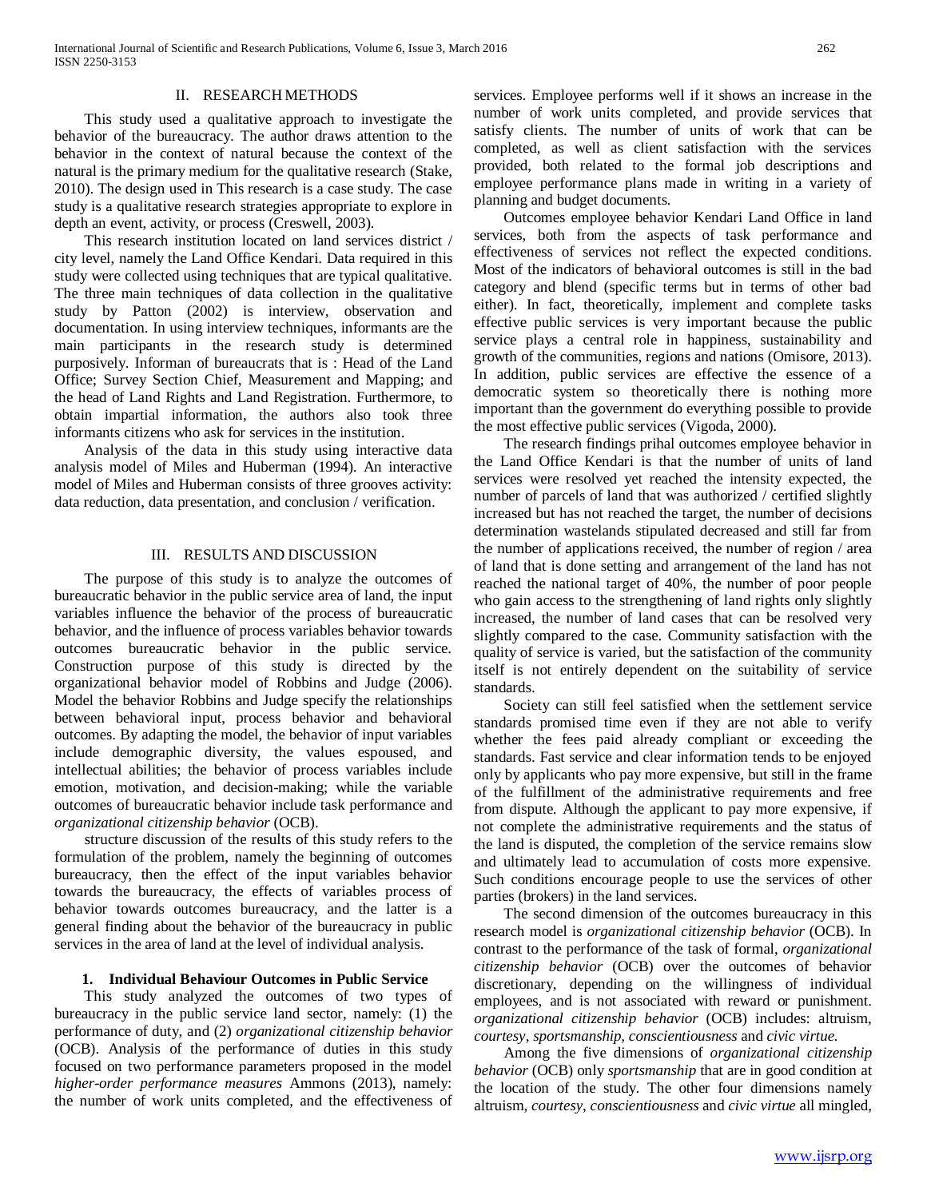## II. RESEARCH METHODS

This study used a qualitative approach to investigate the behavior of the bureaucracy. The author draws attention to the behavior in the context of natural because the context of the natural is the primary medium for the qualitative research (Stake, 2010). The design used in This research is a case study. The case study is a qualitative research strategies appropriate to explore in depth an event, activity, or process (Creswell, 2003).

This research institution located on land services district / city level, namely the Land Office Kendari. Data required in this study were collected using techniques that are typical qualitative. The three main techniques of data collection in the qualitative study by Patton (2002) is interview, observation and documentation. In using interview techniques, informants are the main participants in the research study is determined purposively. Informan of bureaucrats that is : Head of the Land Office; Survey Section Chief, Measurement and Mapping; and the head of Land Rights and Land Registration. Furthermore, to obtain impartial information, the authors also took three informants citizens who ask for services in the institution.

Analysis of the data in this study using interactive data analysis model of Miles and Huberman (1994). An interactive model of Miles and Huberman consists of three grooves activity: data reduction, data presentation, and conclusion / verification.

## III. RESULTS AND DISCUSSION

The purpose of this study is to analyze the outcomes of bureaucratic behavior in the public service area of land, the input variables influence the behavior of the process of bureaucratic behavior, and the influence of process variables behavior towards outcomes bureaucratic behavior in the public service. Construction purpose of this study is directed by the organizational behavior model of Robbins and Judge (2006). Model the behavior Robbins and Judge specify the relationships between behavioral input, process behavior and behavioral outcomes. By adapting the model, the behavior of input variables include demographic diversity, the values espoused, and intellectual abilities; the behavior of process variables include emotion, motivation, and decision-making; while the variable outcomes of bureaucratic behavior include task performance and *organizational citizenship behavior* (OCB).

structure discussion of the results of this study refers to the formulation of the problem, namely the beginning of outcomes bureaucracy, then the effect of the input variables behavior towards the bureaucracy, the effects of variables process of behavior towards outcomes bureaucracy, and the latter is a general finding about the behavior of the bureaucracy in public services in the area of land at the level of individual analysis.

### 1. Individual Behaviour Outcomes in Public Service

This study analyzed the outcomes of two types of bureaucracy in the public service land sector, namely: (1) the performance of duty, and (2) *organizational citizenship behavior* (OCB). Analysis of the performance of duties in this study focused on two performance parameters proposed in the model *higher-order performance measures* Ammons (2013), namely: the number of work units completed, and the effectiveness of services. Employee performs well if it shows an increase in the number of work units completed, and provide services that satisfy clients. The number of units of work that can be completed, as well as client satisfaction with the services provided, both related to the formal job descriptions and employee performance plans made in writing in a variety of planning and budget documents.

Outcomes employee behavior Kendari Land Office in land services, both from the aspects of task performance and effectiveness of services not reflect the expected conditions. Most of the indicators of behavioral outcomes is still in the bad category and blend (specific terms but in terms of other bad either). In fact, theoretically, implement and complete tasks effective public services is very important because the public service plays a central role in happiness, sustainability and growth of the communities, regions and nations (Omisore, 2013). In addition, public services are effective the essence of a democratic system so theoretically there is nothing more important than the government do everything possible to provide the most effective public services (Vigoda, 2000).

The research findings prihal outcomes employee behavior in the Land Office Kendari is that the number of units of land services were resolved yet reached the intensity expected, the number of parcels of land that was authorized / certified slightly increased but has not reached the target, the number of decisions determination wastelands stipulated decreased and still far from the number of applications received, the number of region / area of land that is done setting and arrangement of the land has not reached the national target of 40%, the number of poor people who gain access to the strengthening of land rights only slightly increased, the number of land cases that can be resolved very slightly compared to the case. Community satisfaction with the quality of service is varied, but the satisfaction of the community itself is not entirely dependent on the suitability of service standards.

Society can still feel satisfied when the settlement service standards promised time even if they are not able to verify whether the fees paid already compliant or exceeding the standards. Fast service and clear information tends to be enjoyed only by applicants who pay more expensive, but still in the frame of the fulfillment of the administrative requirements and free from dispute. Although the applicant to pay more expensive, if not complete the administrative requirements and the status of the land is disputed, the completion of the service remains slow and ultimately lead to accumulation of costs more expensive. Such conditions encourage people to use the services of other parties (brokers) in the land services.

The second dimension of the outcomes bureaucracy in this research model is *organizational citizenship behavior* (OCB). In contrast to the performance of the task of formal, *organizational citizenship behavior* (OCB) over the outcomes of behavior discretionary, depending on the willingness of individual employees, and is not associated with reward or punishment. *organizational citizenship behavior* (OCB) includes: altruism, *courtesy*, *sportsmanship, conscientiousness* and *civic virtue.*

Among the five dimensions of *organizational citizenship behavior* (OCB) only *sportsmanship* that are in good condition at the location of the study. The other four dimensions namely altruism, *courtesy*, *conscientiousness* and *civic virtue* all mingled,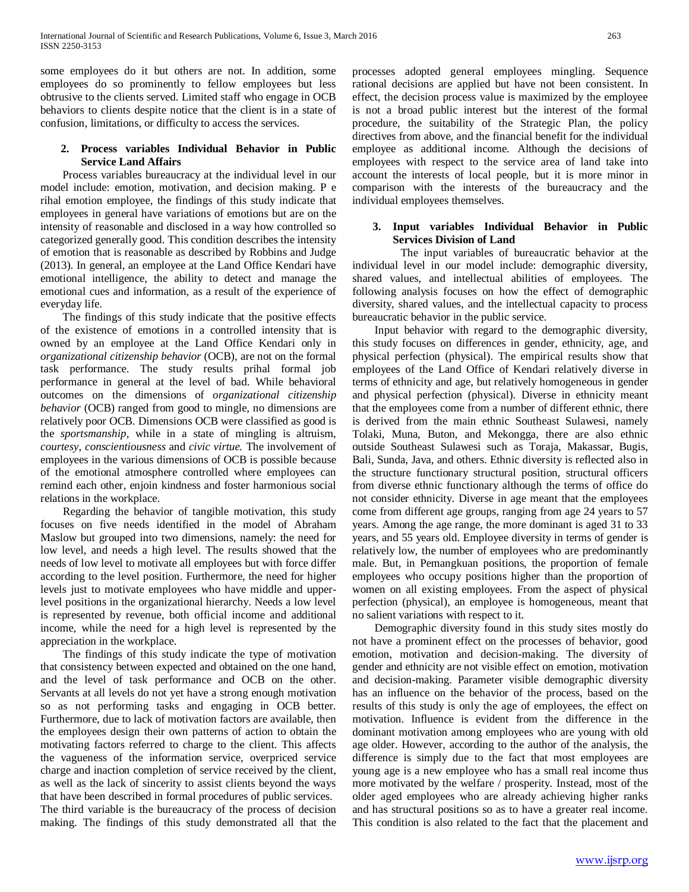some employees do it but others are not. In addition, some employees do so prominently to fellow employees but less obtrusive to the clients served. Limited staff who engage in OCB behaviors to clients despite notice that the client is in a state of confusion, limitations, or difficulty to access the services.

### 2. Process variables Individual Behavior in Public Service Land Affairs

Process variables bureaucracy at the individual level in our model include: emotion, motivation, and decision making. P e rihal emotion employee, the findings of this study indicate that employees in general have variations of emotions but are on the intensity of reasonable and disclosed in a way how controlled so categorized generally good. This condition describes the intensity of emotion that is reasonable as described by Robbins and Judge (2013). In general, an employee at the Land Office Kendari have emotional intelligence, the ability to detect and manage the emotional cues and information, as a result of the experience of everyday life.

The findings of this study indicate that the positive effects of the existence of emotions in a controlled intensity that is owned by an employee at the Land Office Kendari only in *organizational citizenship behavior* (OCB), are not on the formal task performance. The study results prihal formal job performance in general at the level of bad. While behavioral outcomes on the dimensions of *organizational citizenship behavior* (OCB) ranged from good to mingle, no dimensions are relatively poor OCB. Dimensions OCB were classified as good is the *sportsmanship*, while in a state of mingling is altruism, *courtesy, conscientiousness* and *civic virtue.* The involvement of employees in the various dimensions of OCB is possible because of the emotional atmosphere controlled where employees can remind each other, enjoin kindness and foster harmonious social relations in the workplace.

Regarding the behavior of tangible motivation, this study focuses on five needs identified in the model of Abraham Maslow but grouped into two dimensions, namely: the need for low level, and needs a high level. The results showed that the needs of low level to motivate all employees but with force differ according to the level position. Furthermore, the need for higher levels just to motivate employees who have middle and upper-level positions in the organizational hierarchy. Needs a low level is represented by revenue, both official income and additional income, while the need for a high level is represented by the appreciation in the workplace.

The findings of this study indicate the type of motivation that consistency between expected and obtained on the one hand, and the level of task performance and OCB on the other. Servants at all levels do not yet have a strong enough motivation so as not performing tasks and engaging in OCB better. Furthermore, due to lack of motivation factors are available, then the employees design their own patterns of action to obtain the motivating factors referred to charge to the client. This affects the vagueness of the information service, overpriced service charge and inaction completion of service received by the client, as well as the lack of sincerity to assist clients beyond the ways that have been described in formal procedures of public services.
The third variable is the bureaucracy of the process of decision making. The findings of this study demonstrated all that the processes adopted general employees mingling. Sequence rational decisions are applied but have not been consistent. In effect, the decision process value is maximized by the employee is not a broad public interest but the interest of the formal procedure, the suitability of the Strategic Plan, the policy directives from above, and the financial benefit for the individual employee as additional income. Although the decisions of employees with respect to the service area of land take into account the interests of local people, but it is more minor in comparison with the interests of the bureaucracy and the individual employees themselves.

### 3. Input variables Individual Behavior in Public Services Division of Land

The input variables of bureaucratic behavior at the individual level in our model include: demographic diversity, shared values, and intellectual abilities of employees. The following analysis focuses on how the effect of demographic diversity, shared values, and the intellectual capacity to process bureaucratic behavior in the public service.

Input behavior with regard to the demographic diversity, this study focuses on differences in gender, ethnicity, age, and physical perfection (physical). The empirical results show that employees of the Land Office of Kendari relatively diverse in terms of ethnicity and age, but relatively homogeneous in gender and physical perfection (physical). Diverse in ethnicity meant that the employees come from a number of different ethnic, there is derived from the main ethnic Southeast Sulawesi, namely Tolaki, Muna, Buton, and Mekongga, there are also ethnic outside Southeast Sulawesi such as Toraja, Makassar, Bugis, Bali, Sunda, Java, and others. Ethnic diversity is reflected also in the structure functionary structural position, structural officers from diverse ethnic functionary although the terms of office do not consider ethnicity. Diverse in age meant that the employees come from different age groups, ranging from age 24 years to 57 years. Among the age range, the more dominant is aged 31 to 33 years, and 55 years old. Employee diversity in terms of gender is relatively low, the number of employees who are predominantly male. But, in Pemangkuan positions, the proportion of female employees who occupy positions higher than the proportion of women on all existing employees. From the aspect of physical perfection (physical), an employee is homogeneous, meant that no salient variations with respect to it.

Demographic diversity found in this study sites mostly do not have a prominent effect on the processes of behavior, good emotion, motivation and decision-making. The diversity of gender and ethnicity are not visible effect on emotion, motivation and decision-making. Parameter visible demographic diversity has an influence on the behavior of the process, based on the results of this study is only the age of employees, the effect on motivation. Influence is evident from the difference in the dominant motivation among employees who are young with old age older. However, according to the author of the analysis, the difference is simply due to the fact that most employees are young age is a new employee who has a small real income thus more motivated by the welfare / prosperity. Instead, most of the older aged employees who are already achieving higher ranks and has structural positions so as to have a greater real income. This condition is also related to the fact that the placement and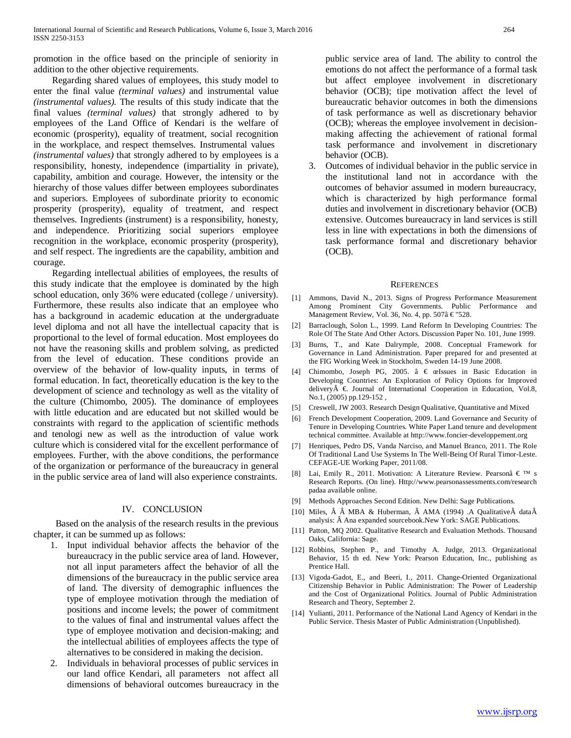promotion in the office based on the principle of seniority in addition to the other objective requirements.

Regarding shared values of employees, this study model to enter the final value *(terminal values)* and instrumental value *(instrumental values).* The results of this study indicate that the final values *(terminal values)* that strongly adhered to by employees of the Land Office of Kendari is the welfare of economic (prosperity), equality of treatment, social recognition in the workplace, and respect themselves. Instrumental values *(instrumental values)* that strongly adhered to by employees is a responsibility, honesty, independence (impartiality in private), capability, ambition and courage. However, the intensity or the hierarchy of those values differ between employees subordinates and superiors. Employees of subordinate priority to economic prosperity (prosperity), equality of treatment, and respect themselves. Ingredients (instrument) is a responsibility, honesty, and independence. Prioritizing social superiors employee recognition in the workplace, economic prosperity (prosperity), and self respect. The ingredients are the capability, ambition and courage.

Regarding intellectual abilities of employees, the results of this study indicate that the employee is dominated by the high school education, only 36% were educated (college / university). Furthermore, these results also indicate that an employee who has a background in academic education at the undergraduate level diploma and not all have the intellectual capacity that is proportional to the level of formal education. Most employees do not have the reasoning skills and problem solving, as predicted from the level of education. These conditions provide an overview of the behavior of low-quality inputs, in terms of formal education. In fact, theoretically education is the key to the development of science and technology as well as the vitality of the culture (Chimombo, 2005). The dominance of employees with little education and are educated but not skilled would be constraints with regard to the application of scientific methods and tenologi new as well as the introduction of value work culture which is considered vital for the excellent performance of employees. Further, with the above conditions, the performance of the organization or performance of the bureaucracy in general in the public service area of land will also experience constraints.

## IV. CONCLUSION

Based on the analysis of the research results in the previous chapter, it can be summed up as follows:

1. Input individual behavior affects the behavior of the bureaucracy in the public service area of land. However, not all input parameters affect the behavior of all the dimensions of the bureaucracy in the public service area of land. The diversity of demographic influences the type of employee motivation through the mediation of positions and income levels; the power of commitment to the values of final and instrumental values affect the type of employee motivation and decision-making; and the intellectual abilities of employees affects the type of alternatives to be considered in making the decision.
2. Individuals in behavioral processes of public services in our land office Kendari, all parameters not affect all dimensions of behavioral outcomes bureaucracy in the public service area of land. The ability to control the emotions do not affect the performance of a formal task but affect employee involvement in discretionary behavior (OCB); tipe motivation affect the level of bureaucratic behavior outcomes in both the dimensions of task performance as well as discretionary behavior (OCB); whereas the employee involvement in decision-making affecting the achievement of rational formal task performance and involvement in discretionary behavior (OCB).
3. Outcomes of individual behavior in the public service in the institutional land not in accordance with the outcomes of behavior assumed in modern bureaucracy, which is characterized by high performance formal duties and involvement in discretionary behavior (OCB) extensive. Outcomes bureaucracy in land services is still less in line with expectations in both the dimensions of task performance formal and discretionary behavior (OCB).

## REFERENCES

[1] Ammons, David N., 2013. Signs of Progress Performance Measurement Among Prominent City Governments. Public Performance and Management Review, Vol. 36, No. 4, pp. 507â€"528.

[2] Barraclough, Solon L., 1999. Land Reform In Developing Countries: The Role Of The State And Other Actors. Discussion Paper No. 101, June 1999.

[3] Burns, T., and Kate Dalrymple, 2008. Conceptual Framework for Governance in Land Administration. Paper prepared for and presented at the FIG Working Week in Stockholm, Sweden 14-19 June 2008.

[4] Chimombo, Joseph PG, 2005. â € œIssues in Basic Education in Developing Countries: An Exploration of Policy Options for Improved deliveryÂ €. Journal of International Cooperation in Education, Vol.8, No.1, (2005) pp.129-152 ,

[5] Creswell, JW 2003. Research Design Qualitative, Quantitative and Mixed

[6] French Development Cooperation, 2009. Land Governance and Security of Tenure in Developing Countries. White Paper Land tenure and development technical committee. Available at http://www.foncier-developpement.org

[7] Henriques, Pedro DS, Vanda Narciso, and Manuel Branco, 2011. The Role Of Traditional Land Use Systems In The Well-Being Of Rural Timor-Leste. CEFAGE-UE Working Paper, 2011/08.

[8] Lai, Emily R., 2011. Motivation: A Literature Review. Pearsonâ € ™ s Research Reports. (On line). Http://www.pearsonassessments.com/research padaa available online.

[9] Methods Approaches Second Edition. New Delhi: Sage Publications.

[10] Miles, Â Â MBA & Huberman, Â AMA (1994) .A QualitativeÂ dataÂ analysis: Â Ana expanded sourcebook.New York: SAGE Publications.

[11] Patton, MQ 2002. Qualitative Research and Evaluation Methods. Thousand Oaks, California: Sage.

[12] Robbins, Stephen P., and Timothy A. Judge, 2013. Organizational Behavior, 15 th ed. New York: Pearson Education, Inc., publishing as Prentice Hall.

[13] Vigoda-Gadot, E., and Beeri, I., 2011. Change-Oriented Organizational Citizenship Behavior in Public Administration: The Power of Leadership and the Cost of Organizational Politics. Journal of Public Administration Research and Theory, September 2.

[14] Yulianti, 2011. Performance of the National Land Agency of Kendari in the Public Service. Thesis Master of Public Administration (Unpublished).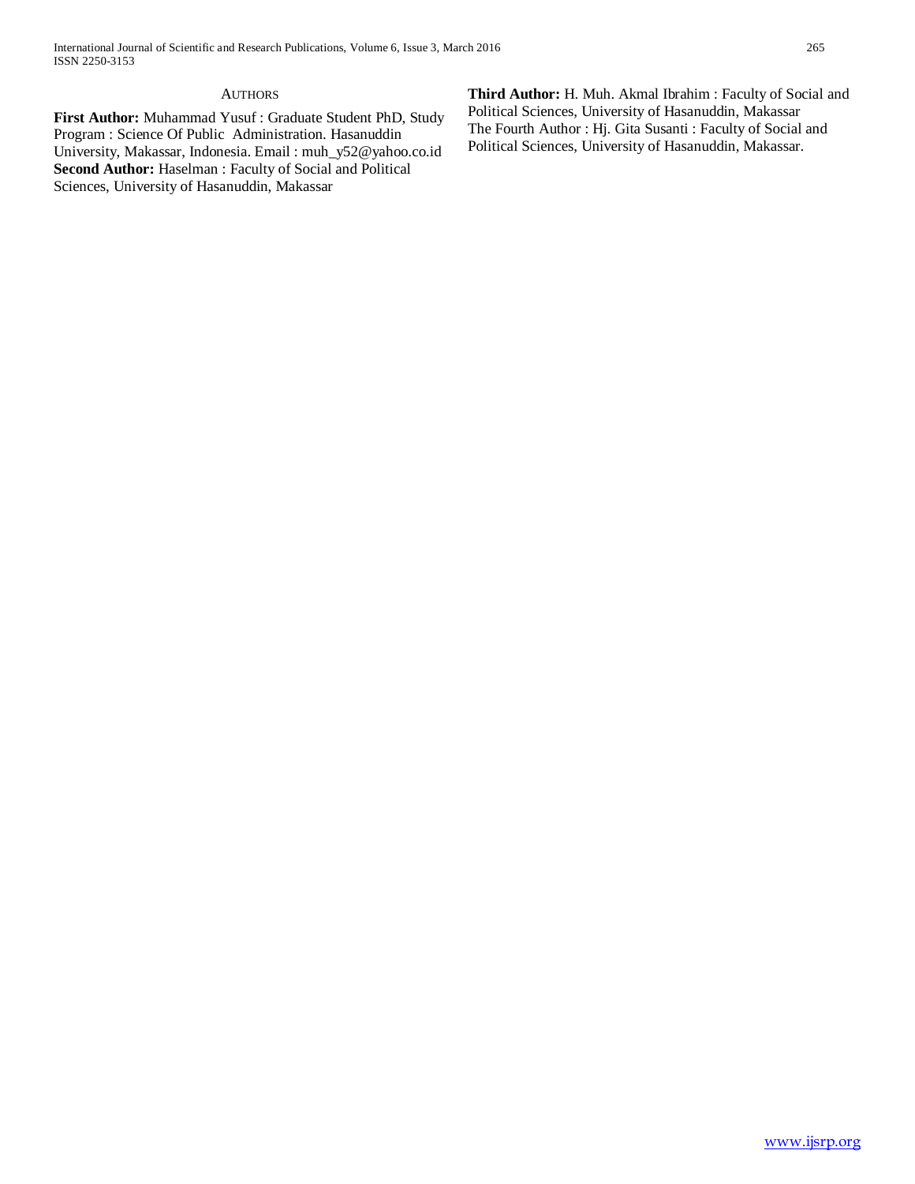## AUTHORS

**First Author:** Muhammad Yusuf : Graduate Student PhD, Study Program : Science Of Public Administration. Hasanuddin University, Makassar, Indonesia. Email : muh_y52@yahoo.co.id

**Second Author:** Haselman : Faculty of Social and Political Sciences, University of Hasanuddin, Makassar

**Third Author:** H. Muh. Akmal Ibrahim : Faculty of Social and Political Sciences, University of Hasanuddin, Makassar

The Fourth Author : Hj. Gita Susanti : Faculty of Social and Political Sciences, University of Hasanuddin, Makassar.